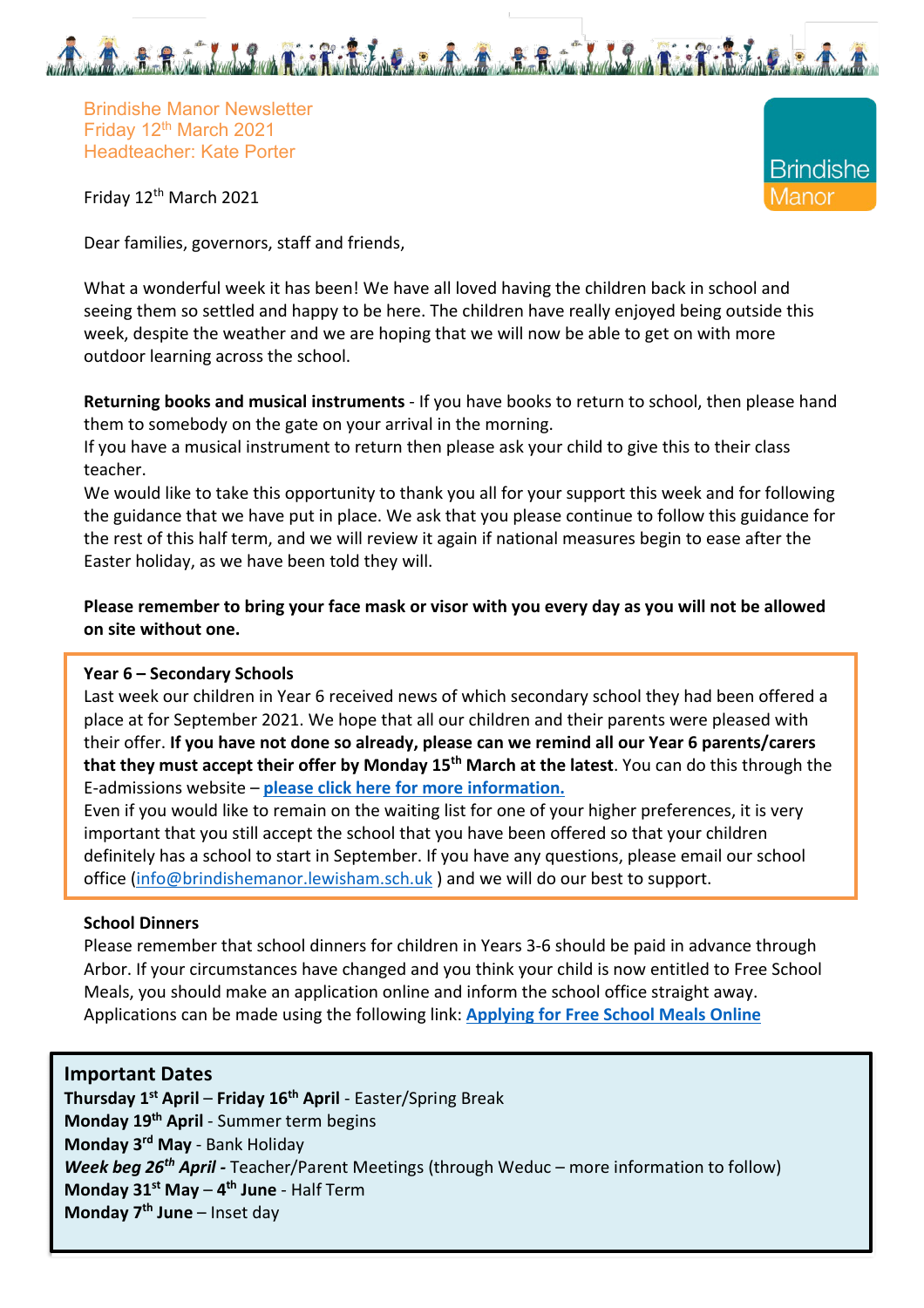Brindishe Manor Newsletter
Friday 12th March 2021
Headteacher: Kate Porter

Brindishe Manor

Friday 12th March 2021

Dear families, governors, staff and friends,

What a wonderful week it has been! We have all loved having the children back in school and seeing them so settled and happy to be here. The children have really enjoyed being outside this week, despite the weather and we are hoping that we will now be able to get on with more outdoor learning across the school.

**Returning books and musical instruments** - If you have books to return to school, then please hand them to somebody on the gate on your arrival in the morning.
If you have a musical instrument to return then please ask your child to give this to their class teacher.
We would like to take this opportunity to thank you all for your support this week and for following the guidance that we have put in place. We ask that you please continue to follow this guidance for the rest of this half term, and we will review it again if national measures begin to ease after the Easter holiday, as we have been told they will.

**Please remember to bring your face mask or visor with you every day as you will not be allowed on site without one.**

**Year 6 – Secondary Schools**
Last week our children in Year 6 received news of which secondary school they had been offered a place at for September 2021. We hope that all our children and their parents were pleased with their offer. **If you have not done so already, please can we remind all our Year 6 parents/carers that they must accept their offer by Monday 15th March at the latest**. You can do this through the E-admissions website – **please click here for more information.**
Even if you would like to remain on the waiting list for one of your higher preferences, it is very important that you still accept the school that you have been offered so that your children definitely has a school to start in September. If you have any questions, please email our school office (info@brindishemanor.lewisham.sch.uk ) and we will do our best to support.

**School Dinners**
Please remember that school dinners for children in Years 3-6 should be paid in advance through Arbor. If your circumstances have changed and you think your child is now entitled to Free School Meals, you should make an application online and inform the school office straight away. Applications can be made using the following link: **Applying for Free School Meals Online**

## Important Dates

**Thursday 1st April** – **Friday 16th April** - Easter/Spring Break
**Monday 19th April** - Summer term begins
**Monday 3rd May** - Bank Holiday
***Week beg 26th April*** - Teacher/Parent Meetings (through Weduc – more information to follow)
**Monday 31st May** – **4th June** - Half Term
**Monday 7th June** – Inset day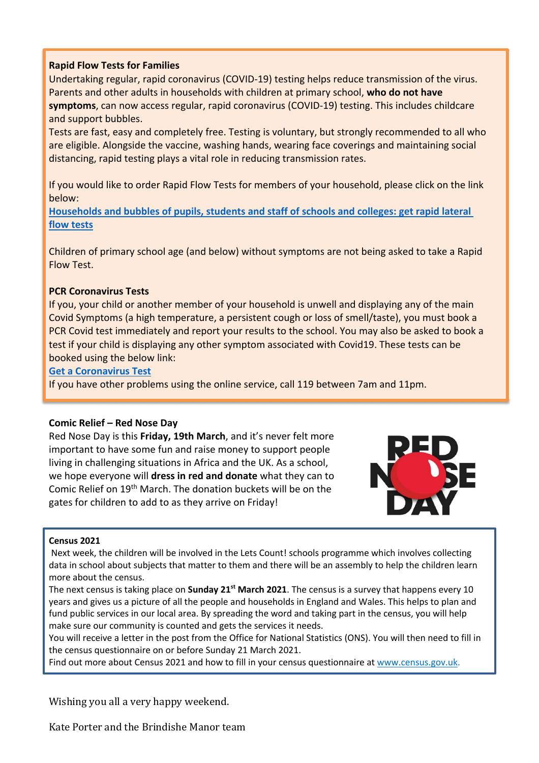**Rapid Flow Tests for Families**

Undertaking regular, rapid coronavirus (COVID-19) testing helps reduce transmission of the virus. Parents and other adults in households with children at primary school, **who do not have symptoms**, can now access regular, rapid coronavirus (COVID-19) testing. This includes childcare and support bubbles.

Tests are fast, easy and completely free. Testing is voluntary, but strongly recommended to all who are eligible. Alongside the vaccine, washing hands, wearing face coverings and maintaining social distancing, rapid testing plays a vital role in reducing transmission rates.

If you would like to order Rapid Flow Tests for members of your household, please click on the link below:

**Households and bubbles of pupils, students and staff of schools and colleges: get rapid lateral flow tests**

Children of primary school age (and below) without symptoms are not being asked to take a Rapid Flow Test.

**PCR Coronavirus Tests**

If you, your child or another member of your household is unwell and displaying any of the main Covid Symptoms (a high temperature, a persistent cough or loss of smell/taste), you must book a PCR Covid test immediately and report your results to the school. You may also be asked to book a test if your child is displaying any other symptom associated with Covid19. These tests can be booked using the below link:

**Get a Coronavirus Test**

If you have other problems using the online service, call 119 between 7am and 11pm.

**Comic Relief – Red Nose Day**

Red Nose Day is this **Friday, 19th March**, and it's never felt more important to have some fun and raise money to support people living in challenging situations in Africa and the UK. As a school, we hope everyone will **dress in red and donate** what they can to Comic Relief on 19th March. The donation buckets will be on the gates for children to add to as they arrive on Friday!

**Census 2021**

Next week, the children will be involved in the Lets Count! schools programme which involves collecting data in school about subjects that matter to them and there will be an assembly to help the children learn more about the census.

The next census is taking place on **Sunday 21st March 2021**. The census is a survey that happens every 10 years and gives us a picture of all the people and households in England and Wales. This helps to plan and fund public services in our local area. By spreading the word and taking part in the census, you will help make sure our community is counted and gets the services it needs.

You will receive a letter in the post from the Office for National Statistics (ONS). You will then need to fill in the census questionnaire on or before Sunday 21 March 2021.

Find out more about Census 2021 and how to fill in your census questionnaire at www.census.gov.uk.

Wishing you all a very happy weekend.

Kate Porter and the Brindishe Manor team